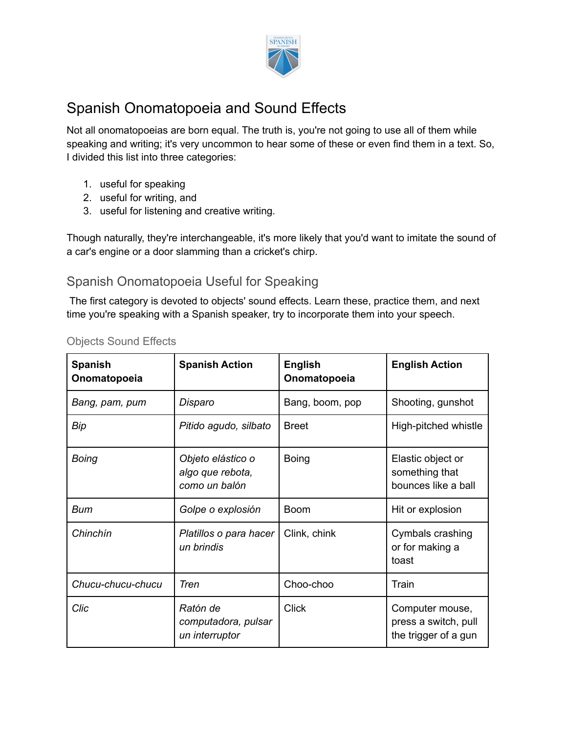# Spanish Onomatopoeia and Sound Effects

Not all onomatopoeias are born equal. The truth is, you're not going to use all of them while speaking and writing; it's very uncommon to hear some of these or even find them in a text. So, I divided this list into three categories:

1. useful for speaking
2. useful for writing, and
3. useful for listening and creative writing.

Though naturally, they're interchangeable, it's more likely that you'd want to imitate the sound of a car's engine or a door slamming than a cricket's chirp.

## Spanish Onomatopoeia Useful for Speaking

The first category is devoted to objects' sound effects. Learn these, practice them, and next time you're speaking with a Spanish speaker, try to incorporate them into your speech.

### Objects Sound Effects

| **Spanish Onomatopoeia** | **Spanish Action** | **English Onomatopoeia** | **English Action** |
|---|---|---|---|
| *Bang, pam, pum* | *Disparo* | Bang, boom, pop | Shooting, gunshot |
| *Bip* | *Pitido agudo, silbato* | Breet | High-pitched whistle |
| *Boing* | *Objeto elástico o algo que rebota, como un balón* | Boing | Elastic object or something that bounces like a ball |
| *Bum* | *Golpe o explosión* | Boom | Hit or explosion |
| *Chinchín* | *Platillos o para hacer un brindis* | Clink, chink | Cymbals crashing or for making a toast |
| *Chucu-chucu-chucu* | *Tren* | Choo-choo | Train |
| *Clic* | *Ratón de computadora, pulsar un interruptor* | Click | Computer mouse, press a switch, pull the trigger of a gun |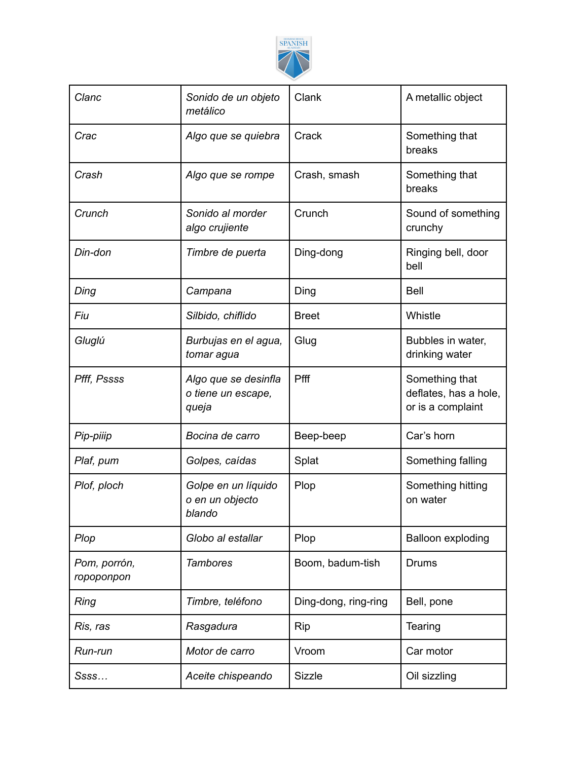| *Clanc* | *Sonido de un objeto metálico* | Clank | A metallic object |
|---|---|---|---|
| *Crac* | *Algo que se quiebra* | Crack | Something that breaks |
| *Crash* | *Algo que se rompe* | Crash, smash | Something that breaks |
| *Crunch* | *Sonido al morder algo crujiente* | Crunch | Sound of something crunchy |
| *Din-don* | *Timbre de puerta* | Ding-dong | Ringing bell, door bell |
| *Ding* | *Campana* | Ding | Bell |
| *Fiu* | *Silbido, chiflido* | Breet | Whistle |
| *Gluglú* | *Burbujas en el agua, tomar agua* | Glug | Bubbles in water, drinking water |
| *Pfff, Pssss* | *Algo que se desinfla o tiene un escape, queja* | Pfff | Something that deflates, has a hole, or is a complaint |
| *Pip-piiip* | *Bocina de carro* | Beep-beep | Car's horn |
| *Plaf, pum* | *Golpes, caídas* | Splat | Something falling |
| *Plof, ploch* | *Golpe en un líquido o en un objecto blando* | Plop | Something hitting on water |
| *Plop* | *Globo al estallar* | Plop | Balloon exploding |
| *Pom, porrón, ropoponpon* | *Tambores* | Boom, badum-tish | Drums |
| *Ring* | *Timbre, teléfono* | Ding-dong, ring-ring | Bell, pone |
| *Ris, ras* | *Rasgadura* | Rip | Tearing |
| *Run-run* | *Motor de carro* | Vroom | Car motor |
| *Ssss…* | *Aceite chispeando* | Sizzle | Oil sizzling |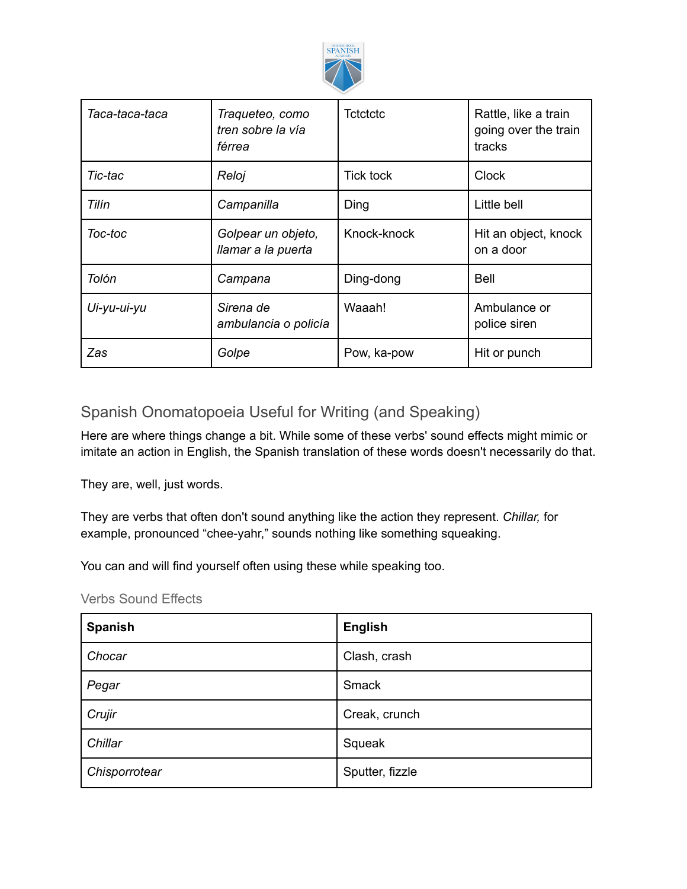| *Taca-taca-taca* | *Traqueteo, como tren sobre la vía férrea* | Tctctctc | Rattle, like a train going over the train tracks |
| --- | --- | --- | --- |
| *Tic-tac* | *Reloj* | Tick tock | Clock |
| *Tilín* | *Campanilla* | Ding | Little bell |
| *Toc-toc* | *Golpear un objeto, llamar a la puerta* | Knock-knock | Hit an object, knock on a door |
| *Tolón* | *Campana* | Ding-dong | Bell |
| *Ui-yu-ui-yu* | *Sirena de ambulancia o policía* | Waaah! | Ambulance or police siren |
| *Zas* | *Golpe* | Pow, ka-pow | Hit or punch |

## Spanish Onomatopoeia Useful for Writing (and Speaking)

Here are where things change a bit. While some of these verbs' sound effects might mimic or imitate an action in English, the Spanish translation of these words doesn't necessarily do that.

They are, well, just words.

They are verbs that often don't sound anything like the action they represent. *Chillar,* for example, pronounced "chee-yahr," sounds nothing like something squeaking.

You can and will find yourself often using these while speaking too.

### Verbs Sound Effects

| Spanish | English |
| --- | --- |
| *Chocar* | Clash, crash |
| *Pegar* | Smack |
| *Crujir* | Creak, crunch |
| *Chillar* | Squeak |
| *Chisporrotear* | Sputter, fizzle |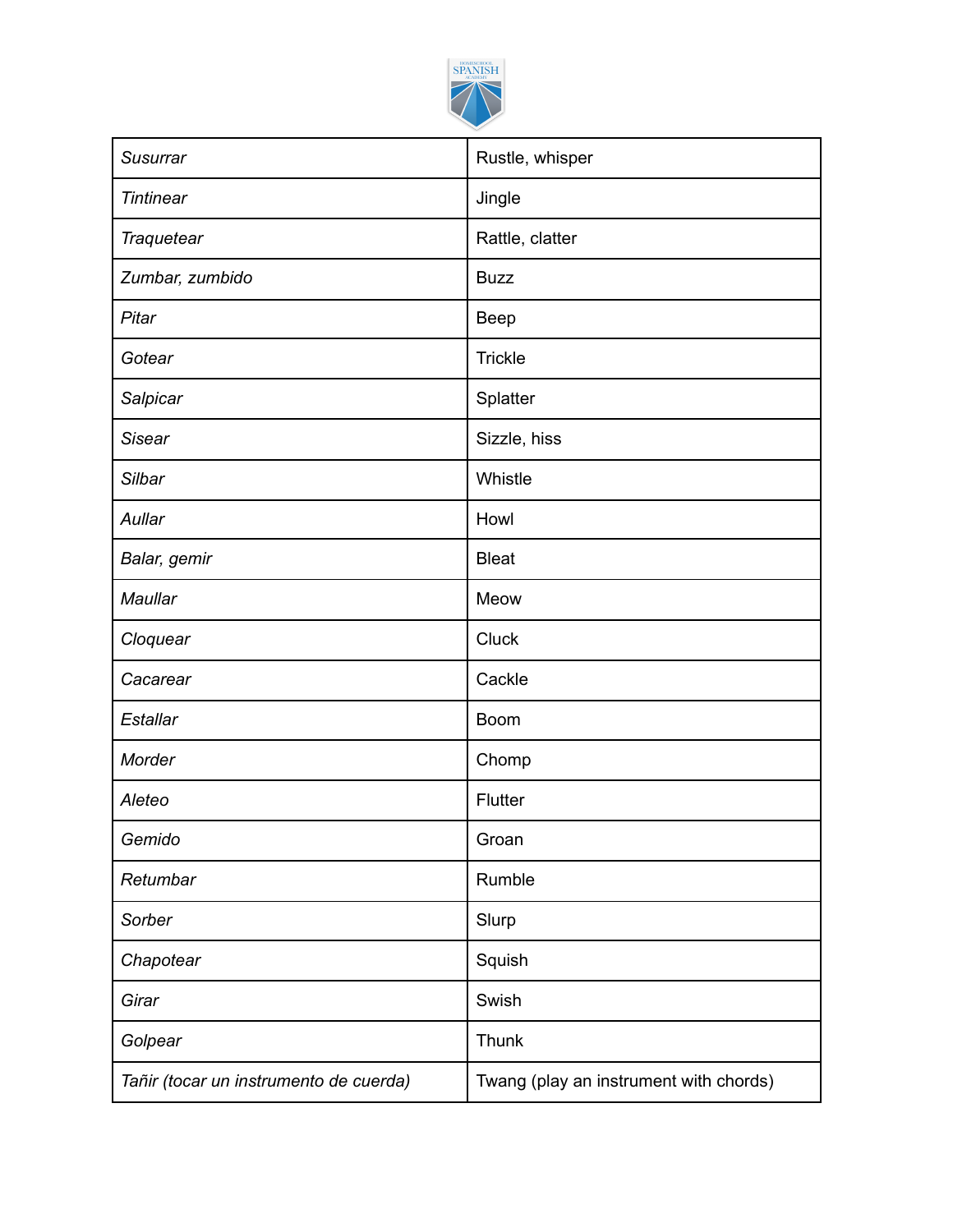| | |
|---|---|
| *Susurrar* | Rustle, whisper |
| *Tintinear* | Jingle |
| *Traquetear* | Rattle, clatter |
| *Zumbar, zumbido* | Buzz |
| *Pitar* | Beep |
| *Gotear* | Trickle |
| *Salpicar* | Splatter |
| *Sisear* | Sizzle, hiss |
| *Silbar* | Whistle |
| *Aullar* | Howl |
| *Balar, gemir* | Bleat |
| *Maullar* | Meow |
| *Cloquear* | Cluck |
| *Cacarear* | Cackle |
| *Estallar* | Boom |
| *Morder* | Chomp |
| *Aleteo* | Flutter |
| *Gemido* | Groan |
| *Retumbar* | Rumble |
| *Sorber* | Slurp |
| *Chapotear* | Squish |
| *Girar* | Swish |
| *Golpear* | Thunk |
| *Tañir (tocar un instrumento de cuerda)* | Twang (play an instrument with chords) |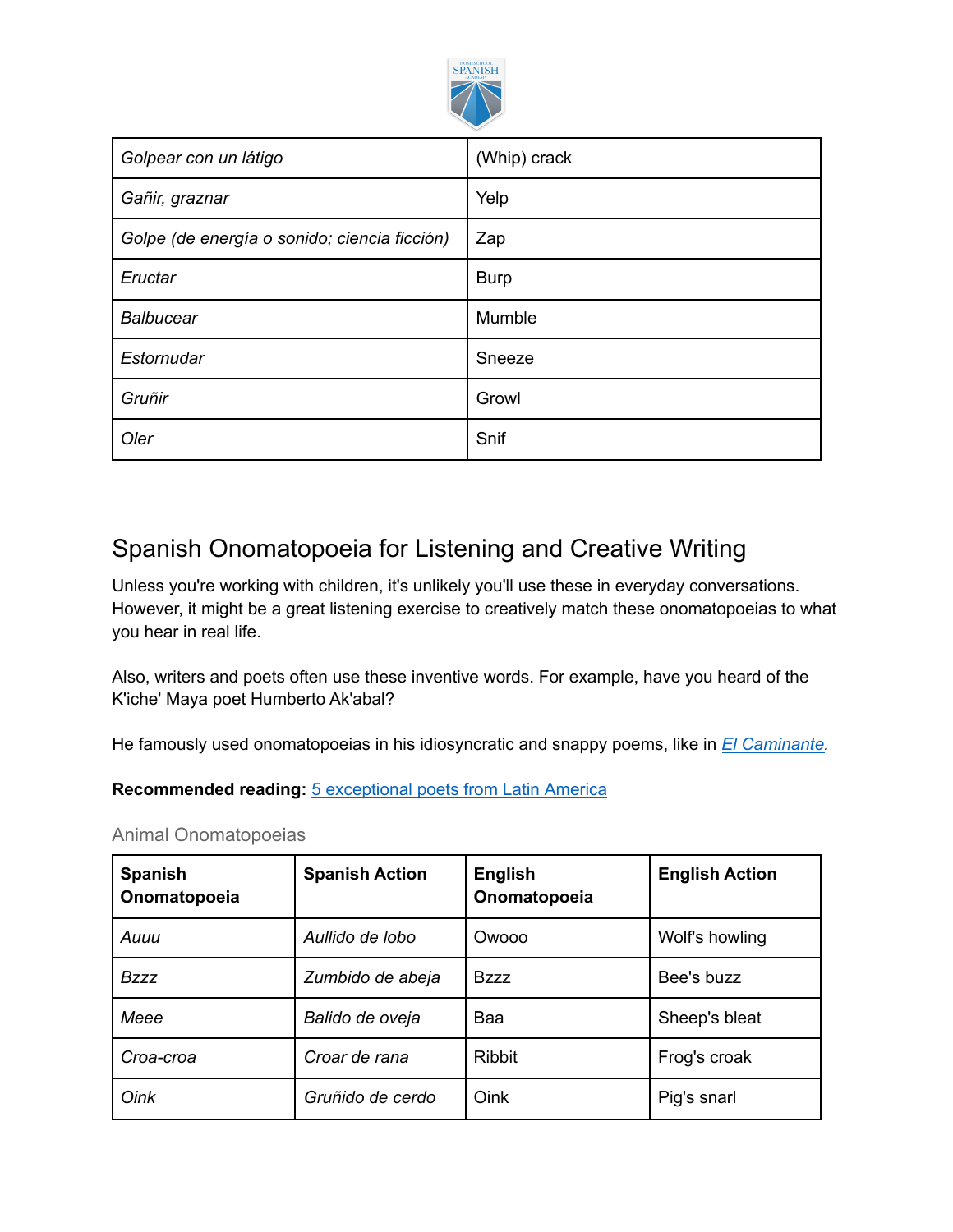| *Golpear con un látigo* | (Whip) crack |
|---|---|
| *Gañir, graznar* | Yelp |
| *Golpe (de energía o sonido; ciencia ficción)* | Zap |
| *Eructar* | Burp |
| *Balbucear* | Mumble |
| *Estornudar* | Sneeze |
| *Gruñir* | Growl |
| *Oler* | Snif |

## Spanish Onomatopoeia for Listening and Creative Writing

Unless you're working with children, it's unlikely you'll use these in everyday conversations. However, it might be a great listening exercise to creatively match these onomatopoeias to what you hear in real life.

Also, writers and poets often use these inventive words. For example, have you heard of the K'iche' Maya poet Humberto Ak'abal?

He famously used onomatopoeias in his idiosyncratic and snappy poems, like in *El Caminante*.

**Recommended reading:** 5 exceptional poets from Latin America

### Animal Onomatopoeias

| **Spanish Onomatopoeia** | **Spanish Action** | **English Onomatopoeia** | **English Action** |
|---|---|---|---|
| *Auuu* | *Aullido de lobo* | Owooo | Wolf's howling |
| *Bzzz* | *Zumbido de abeja* | Bzzz | Bee's buzz |
| *Meee* | *Balido de oveja* | Baa | Sheep's bleat |
| *Croa-croa* | *Croar de rana* | Ribbit | Frog's croak |
| *Oink* | *Gruñido de cerdo* | Oink | Pig's snarl |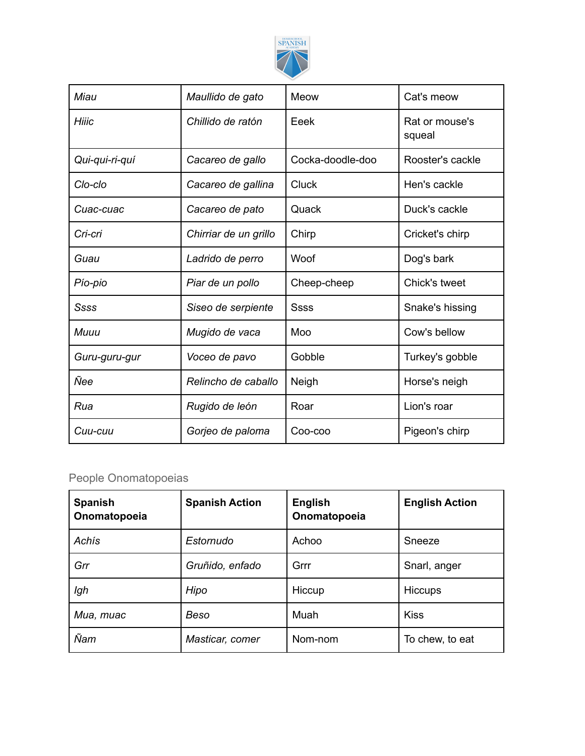| | | | |
|---|---|---|---|
| *Miau* | *Maullido de gato* | Meow | Cat's meow |
| *Hiiic* | *Chillido de ratón* | Eeek | Rat or mouse's squeal |
| *Qui-qui-ri-quí* | *Cacareo de gallo* | Cocka-doodle-doo | Rooster's cackle |
| *Clo-clo* | *Cacareo de gallina* | Cluck | Hen's cackle |
| *Cuac-cuac* | *Cacareo de pato* | Quack | Duck's cackle |
| *Cri-cri* | *Chirriar de un grillo* | Chirp | Cricket's chirp |
| *Guau* | *Ladrido de perro* | Woof | Dog's bark |
| *Pío-pio* | *Piar de un pollo* | Cheep-cheep | Chick's tweet |
| *Ssss* | *Siseo de serpiente* | Ssss | Snake's hissing |
| *Muuu* | *Mugido de vaca* | Moo | Cow's bellow |
| *Guru-guru-gur* | *Voceo de pavo* | Gobble | Turkey's gobble |
| *Ñee* | *Relincho de caballo* | Neigh | Horse's neigh |
| *Rua* | *Rugido de león* | Roar | Lion's roar |
| *Cuu-cuu* | *Gorjeo de paloma* | Coo-coo | Pigeon's chirp |

## People Onomatopoeias

| **Spanish Onomatopoeia** | **Spanish Action** | **English Onomatopoeia** | **English Action** |
|---|---|---|---|
| *Achís* | *Estornudo* | Achoo | Sneeze |
| *Grr* | *Gruñido, enfado* | Grrr | Snarl, anger |
| *Igh* | *Hipo* | Hiccup | Hiccups |
| *Mua, muac* | *Beso* | Muah | Kiss |
| *Ñam* | *Masticar, comer* | Nom-nom | To chew, to eat |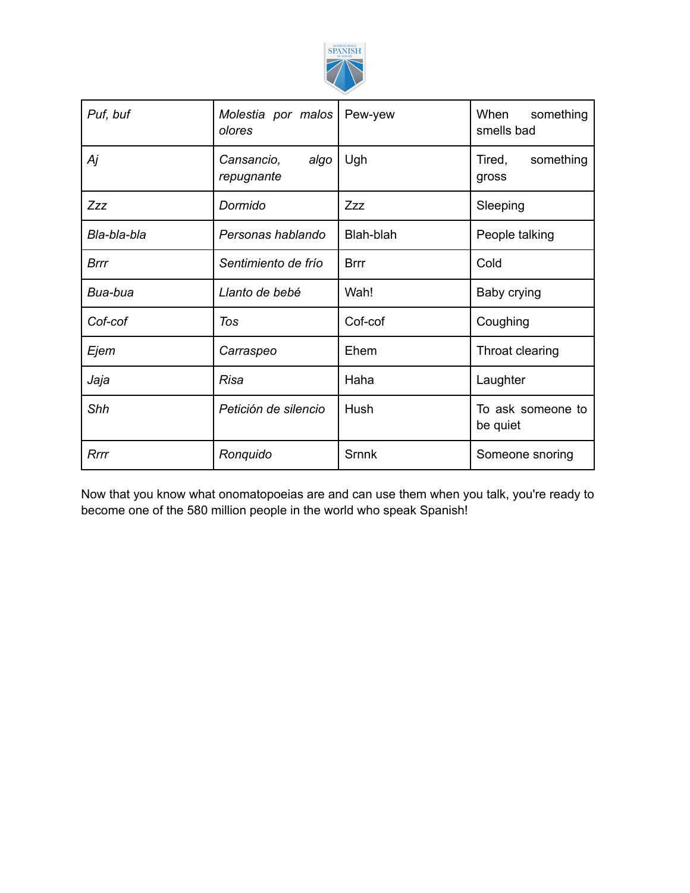| | | | |
|---|---|---|---|
| *Puf, buf* | *Molestia por malos olores* | Pew-yew | When something smells bad |
| *Aj* | *Cansancio, algo repugnante* | Ugh | Tired, something gross |
| *Zzz* | *Dormido* | Zzz | Sleeping |
| *Bla-bla-bla* | *Personas hablando* | Blah-blah | People talking |
| *Brrr* | *Sentimiento de frío* | Brrr | Cold |
| *Bua-bua* | *Llanto de bebé* | Wah! | Baby crying |
| *Cof-cof* | *Tos* | Cof-cof | Coughing |
| *Ejem* | *Carraspeo* | Ehem | Throat clearing |
| *Jaja* | *Risa* | Haha | Laughter |
| *Shh* | *Petición de silencio* | Hush | To ask someone to be quiet |
| *Rrrr* | *Ronquido* | Srnnk | Someone snoring |

Now that you know what onomatopoeias are and can use them when you talk, you're ready to become one of the 580 million people in the world who speak Spanish!